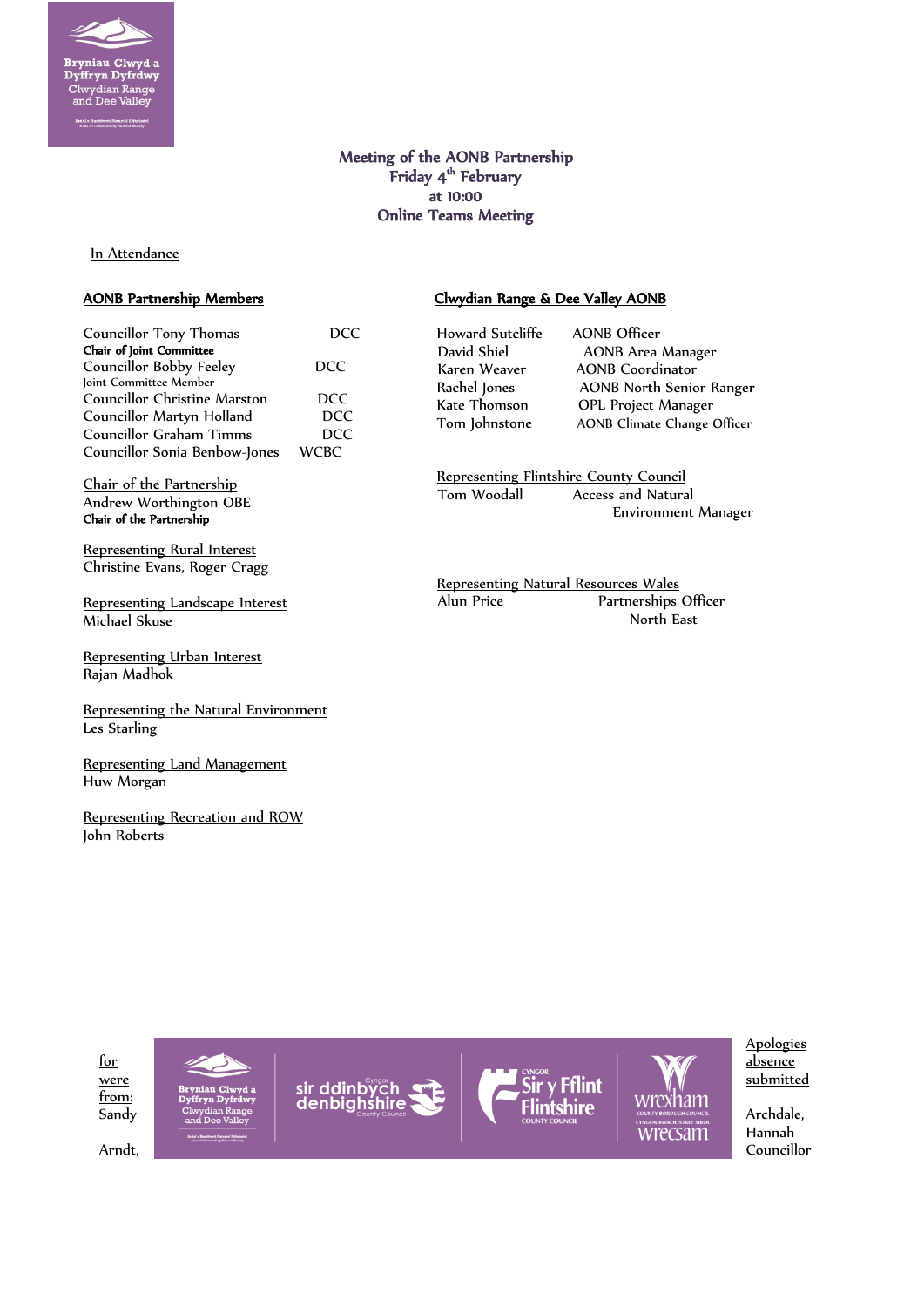# Meeting of the AONB Partnership
## Friday 4th February
### at 10:00
### Online Teams Meeting

In Attendance

**AONB Partnership Members**

Councillor Tony Thomas DCC
**Chair of Joint Committee**
Councillor Bobby Feeley DCC
Joint Committee Member
Councillor Christine Marston DCC
Councillor Martyn Holland DCC
Councillor Graham Timms DCC
Councillor Sonia Benbow-Jones WCBC

Chair of the Partnership
Andrew Worthington OBE
**Chair of the Partnership**

Representing Rural Interest
Christine Evans, Roger Cragg

Representing Landscape Interest
Michael Skuse

Representing Urban Interest
Rajan Madhok

Representing the Natural Environment
Les Starling

Representing Land Management
Huw Morgan

Representing Recreation and ROW
John Roberts

**Clwydian Range & Dee Valley AONB**

Howard Sutcliffe AONB Officer
David Shiel AONB Area Manager
Karen Weaver AONB Coordinator
Rachel Jones AONB North Senior Ranger
Kate Thomson OPL Project Manager
Tom Johnstone AONB Climate Change Officer

Representing Flintshire County Council
Tom Woodall Access and Natural Environment Manager

Representing Natural Resources Wales
Alun Price Partnerships Officer North East

Apologies for absence were submitted from: Sandy Archdale, Hannah Arndt, Councillor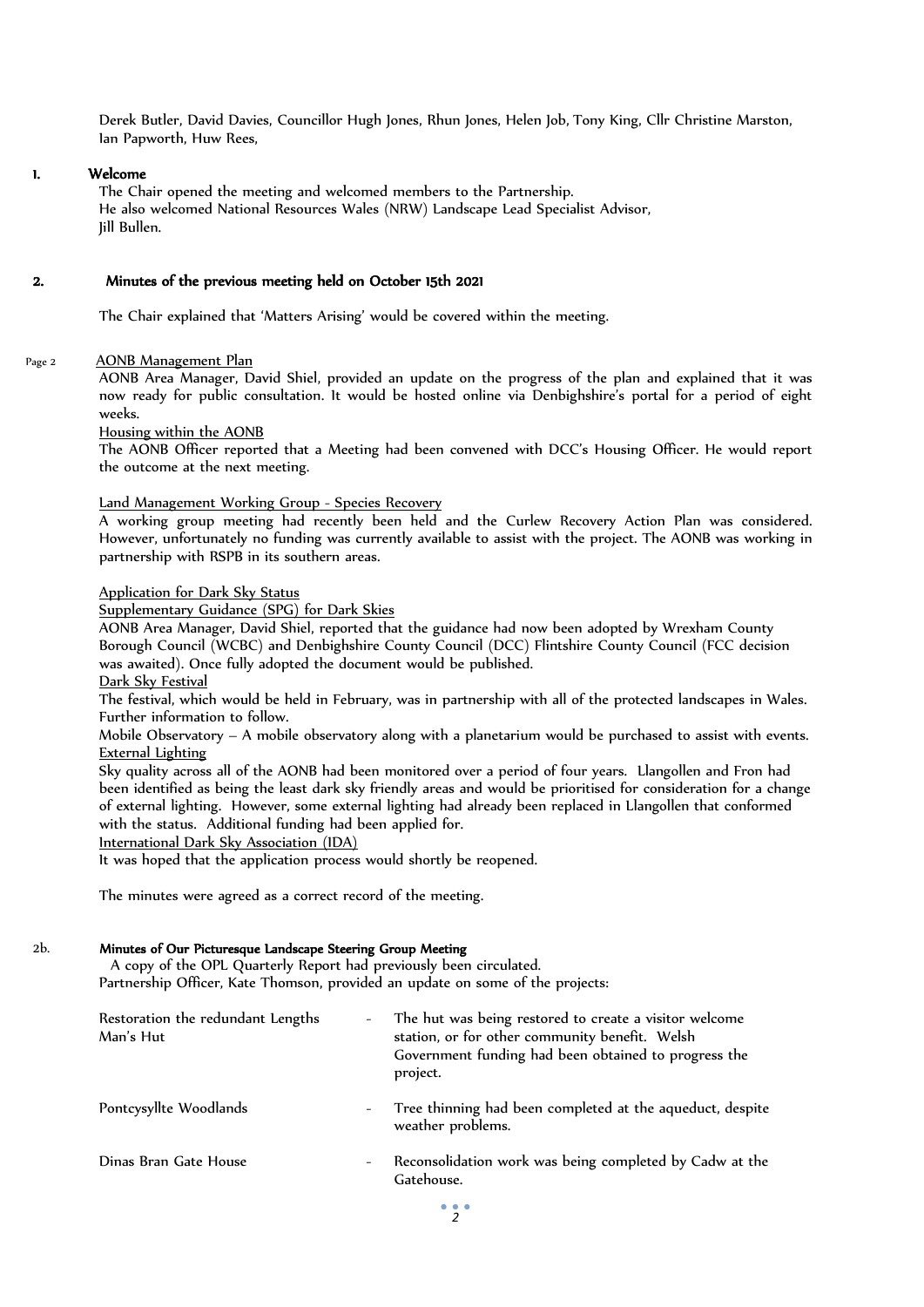Derek Butler, David Davies, Councillor Hugh Jones, Rhun Jones, Helen Job, Tony King, Cllr Christine Marston, Ian Papworth, Huw Rees,

**1. Welcome**

The Chair opened the meeting and welcomed members to the Partnership.
He also welcomed National Resources Wales (NRW) Landscape Lead Specialist Advisor, Jill Bullen.

**2. Minutes of the previous meeting held on October 15th 2021**

The Chair explained that 'Matters Arising' would be covered within the meeting.

Page 2 AONB Management Plan

AONB Area Manager, David Shiel, provided an update on the progress of the plan and explained that it was now ready for public consultation. It would be hosted online via Denbighshire's portal for a period of eight weeks.

Housing within the AONB

The AONB Officer reported that a Meeting had been convened with DCC's Housing Officer. He would report the outcome at the next meeting.

Land Management Working Group - Species Recovery

A working group meeting had recently been held and the Curlew Recovery Action Plan was considered. However, unfortunately no funding was currently available to assist with the project. The AONB was working in partnership with RSPB in its southern areas.

Application for Dark Sky Status

Supplementary Guidance (SPG) for Dark Skies

AONB Area Manager, David Shiel, reported that the guidance had now been adopted by Wrexham County Borough Council (WCBC) and Denbighshire County Council (DCC) Flintshire County Council (FCC decision was awaited). Once fully adopted the document would be published.

Dark Sky Festival

The festival, which would be held in February, was in partnership with all of the protected landscapes in Wales. Further information to follow.

Mobile Observatory – A mobile observatory along with a planetarium would be purchased to assist with events.

External Lighting

Sky quality across all of the AONB had been monitored over a period of four years. Llangollen and Fron had been identified as being the least dark sky friendly areas and would be prioritised for consideration for a change of external lighting. However, some external lighting had already been replaced in Llangollen that conformed with the status. Additional funding had been applied for.

International Dark Sky Association (IDA)

It was hoped that the application process would shortly be reopened.

The minutes were agreed as a correct record of the meeting.

**2b. Minutes of Our Picturesque Landscape Steering Group Meeting**

A copy of the OPL Quarterly Report had previously been circulated.
Partnership Officer, Kate Thomson, provided an update on some of the projects:

| | | |
|---|---|---|
| Restoration the redundant Lengths Man's Hut | - | The hut was being restored to create a visitor welcome station, or for other community benefit. Welsh Government funding had been obtained to progress the project. |
| Pontcysyllte Woodlands | - | Tree thinning had been completed at the aqueduct, despite weather problems. |
| Dinas Bran Gate House | - | Reconsolidation work was being completed by Cadw at the Gatehouse. |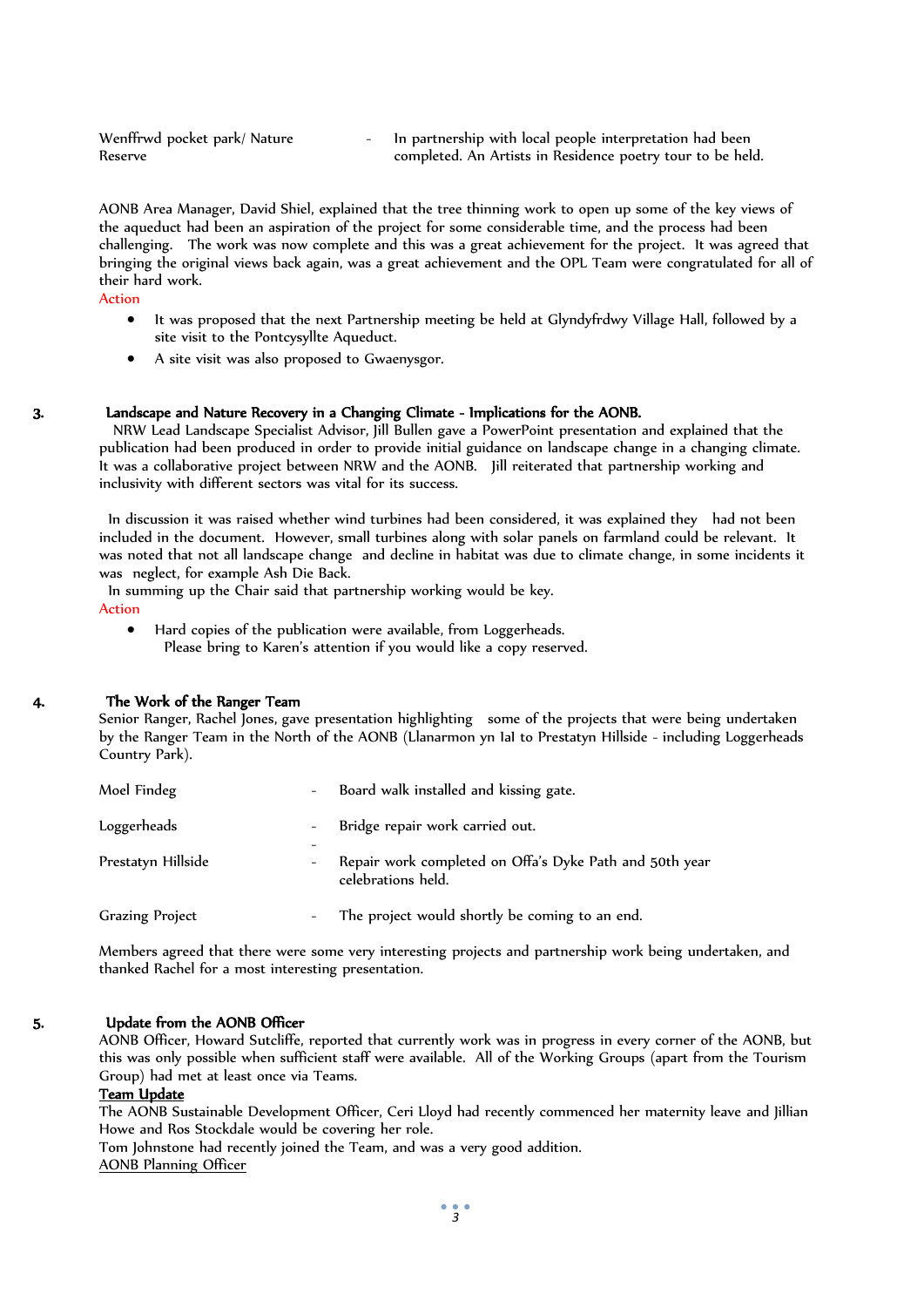| | | |
|---|---|---|
| Wenffrwd pocket park/ Nature Reserve | - | In partnership with local people interpretation had been completed. An Artists in Residence poetry tour to be held. |

AONB Area Manager, David Shiel, explained that the tree thinning work to open up some of the key views of the aqueduct had been an aspiration of the project for some considerable time, and the process had been challenging. The work was now complete and this was a great achievement for the project. It was agreed that bringing the original views back again, was a great achievement and the OPL Team were congratulated for all of their hard work.

Action

- It was proposed that the next Partnership meeting be held at Glyndyfrdwy Village Hall, followed by a site visit to the Pontcysyllte Aqueduct.
- A site visit was also proposed to Gwaenysgor.

## 3. Landscape and Nature Recovery in a Changing Climate - Implications for the AONB.

NRW Lead Landscape Specialist Advisor, Jill Bullen gave a PowerPoint presentation and explained that the publication had been produced in order to provide initial guidance on landscape change in a changing climate. It was a collaborative project between NRW and the AONB. Jill reiterated that partnership working and inclusivity with different sectors was vital for its success.

In discussion it was raised whether wind turbines had been considered, it was explained they had not been included in the document. However, small turbines along with solar panels on farmland could be relevant. It was noted that not all landscape change and decline in habitat was due to climate change, in some incidents it was neglect, for example Ash Die Back.

In summing up the Chair said that partnership working would be key.

Action

- Hard copies of the publication were available, from Loggerheads.
  Please bring to Karen's attention if you would like a copy reserved.

## 4. The Work of the Ranger Team

Senior Ranger, Rachel Jones, gave presentation highlighting some of the projects that were being undertaken by the Ranger Team in the North of the AONB (Llanarmon yn Ial to Prestatyn Hillside - including Loggerheads Country Park).

| | | |
|---|---|---|
| Moel Findeg | - | Board walk installed and kissing gate. |
| Loggerheads | - | Bridge repair work carried out. |
| | - | |
| Prestatyn Hillside | - | Repair work completed on Offa's Dyke Path and 50th year celebrations held. |
| Grazing Project | - | The project would shortly be coming to an end. |

Members agreed that there were some very interesting projects and partnership work being undertaken, and thanked Rachel for a most interesting presentation.

## 5. Update from the AONB Officer

AONB Officer, Howard Sutcliffe, reported that currently work was in progress in every corner of the AONB, but this was only possible when sufficient staff were available. All of the Working Groups (apart from the Tourism Group) had met at least once via Teams.

**Team Update**

The AONB Sustainable Development Officer, Ceri Lloyd had recently commenced her maternity leave and Jillian Howe and Ros Stockdale would be covering her role.

Tom Johnstone had recently joined the Team, and was a very good addition.

AONB Planning Officer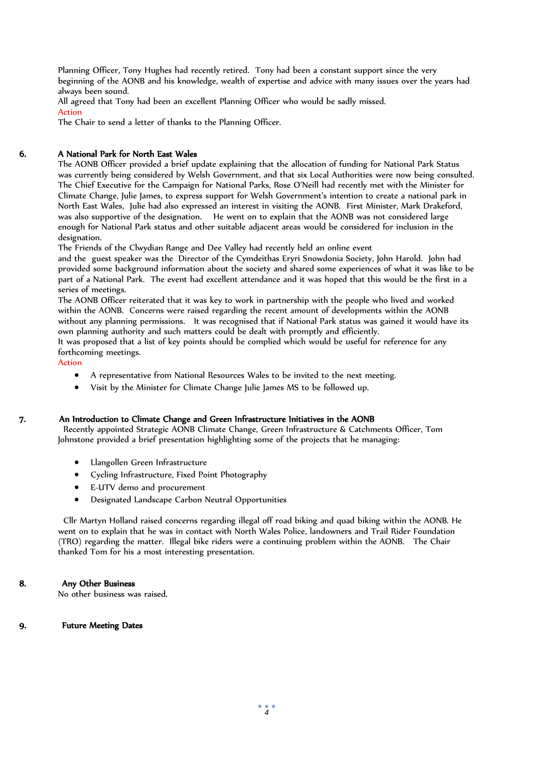Planning Officer, Tony Hughes had recently retired. Tony had been a constant support since the very beginning of the AONB and his knowledge, wealth of expertise and advice with many issues over the years had always been sound.

All agreed that Tony had been an excellent Planning Officer who would be sadly missed.

Action

The Chair to send a letter of thanks to the Planning Officer.

## 6. A National Park for North East Wales

The AONB Officer provided a brief update explaining that the allocation of funding for National Park Status was currently being considered by Welsh Government, and that six Local Authorities were now being consulted. The Chief Executive for the Campaign for National Parks, Rose O'Neill had recently met with the Minister for Climate Change, Julie James, to express support for Welsh Government's intention to create a national park in North East Wales, Julie had also expressed an interest in visiting the AONB. First Minister, Mark Drakeford, was also supportive of the designation. He went on to explain that the AONB was not considered large enough for National Park status and other suitable adjacent areas would be considered for inclusion in the designation.

The Friends of the Clwydian Range and Dee Valley had recently held an online event and the guest speaker was the Director of the Cymdeithas Eryri Snowdonia Society, John Harold. John had provided some background information about the society and shared some experiences of what it was like to be part of a National Park. The event had excellent attendance and it was hoped that this would be the first in a series of meetings.

The AONB Officer reiterated that it was key to work in partnership with the people who lived and worked within the AONB. Concerns were raised regarding the recent amount of developments within the AONB without any planning permissions. It was recognised that if National Park status was gained it would have its own planning authority and such matters could be dealt with promptly and efficiently.

It was proposed that a list of key points should be complied which would be useful for reference for any forthcoming meetings.

Action

- A representative from National Resources Wales to be invited to the next meeting.
- Visit by the Minister for Climate Change Julie James MS to be followed up.

## 7. An Introduction to Climate Change and Green Infrastructure Initiatives in the AONB

Recently appointed Strategic AONB Climate Change, Green Infrastructure & Catchments Officer, Tom Johnstone provided a brief presentation highlighting some of the projects that he managing:

- Llangollen Green Infrastructure
- Cycling Infrastructure, Fixed Point Photography
- E-UTV demo and procurement
- Designated Landscape Carbon Neutral Opportunities

Cllr Martyn Holland raised concerns regarding illegal off road biking and quad biking within the AONB. He went on to explain that he was in contact with North Wales Police, landowners and Trail Rider Foundation (TRO) regarding the matter. Illegal bike riders were a continuing problem within the AONB. The Chair thanked Tom for his a most interesting presentation.

## 8. Any Other Business

No other business was raised.

## 9. Future Meeting Dates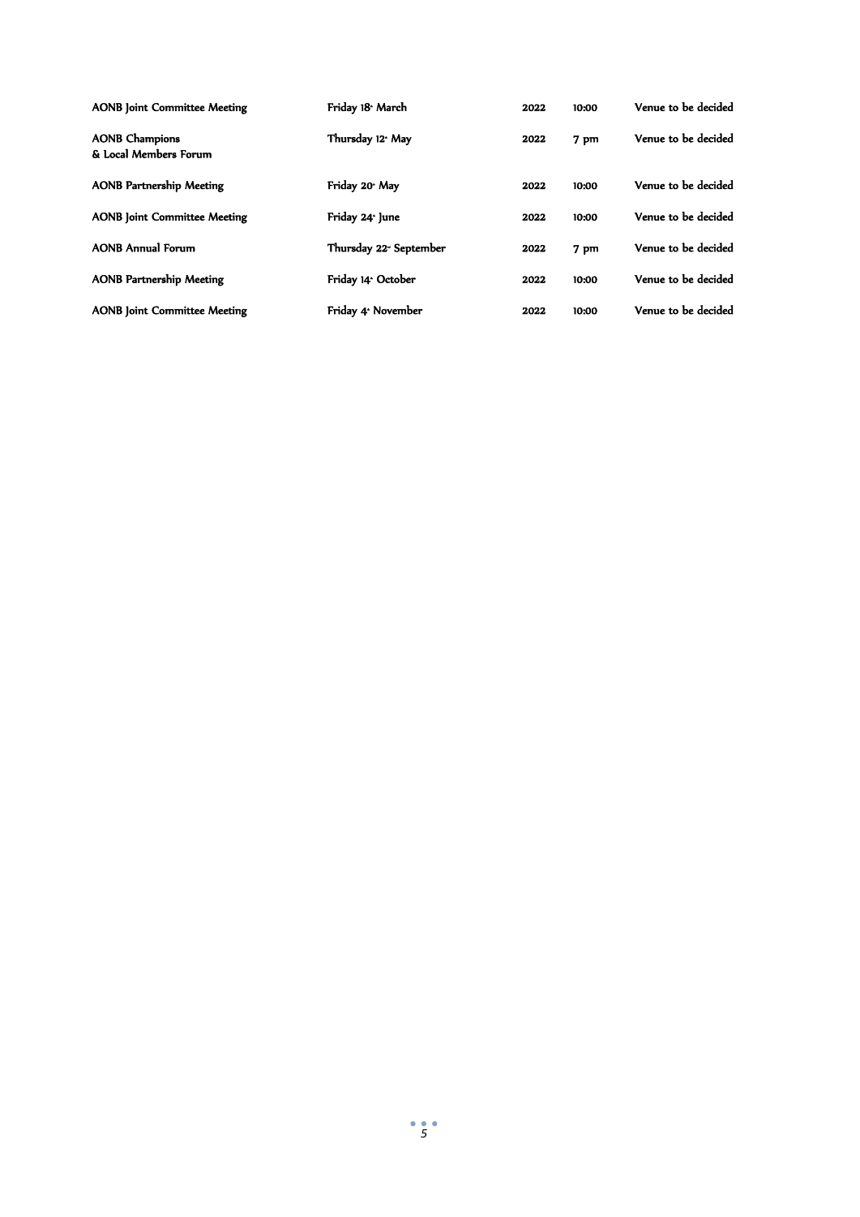| | | | | |
|---|---|---|---|---|
| AONB Joint Committee Meeting | Friday 18th March | 2022 | 10:00 | Venue to be decided |
| AONB Champions & Local Members Forum | Thursday 12th May | 2022 | 7 pm | Venue to be decided |
| AONB Partnership Meeting | Friday 20th May | 2022 | 10:00 | Venue to be decided |
| AONB Joint Committee Meeting | Friday 24th June | 2022 | 10:00 | Venue to be decided |
| AONB Annual Forum | Thursday 22nd September | 2022 | 7 pm | Venue to be decided |
| AONB Partnership Meeting | Friday 14th October | 2022 | 10:00 | Venue to be decided |
| AONB Joint Committee Meeting | Friday 4th November | 2022 | 10:00 | Venue to be decided |